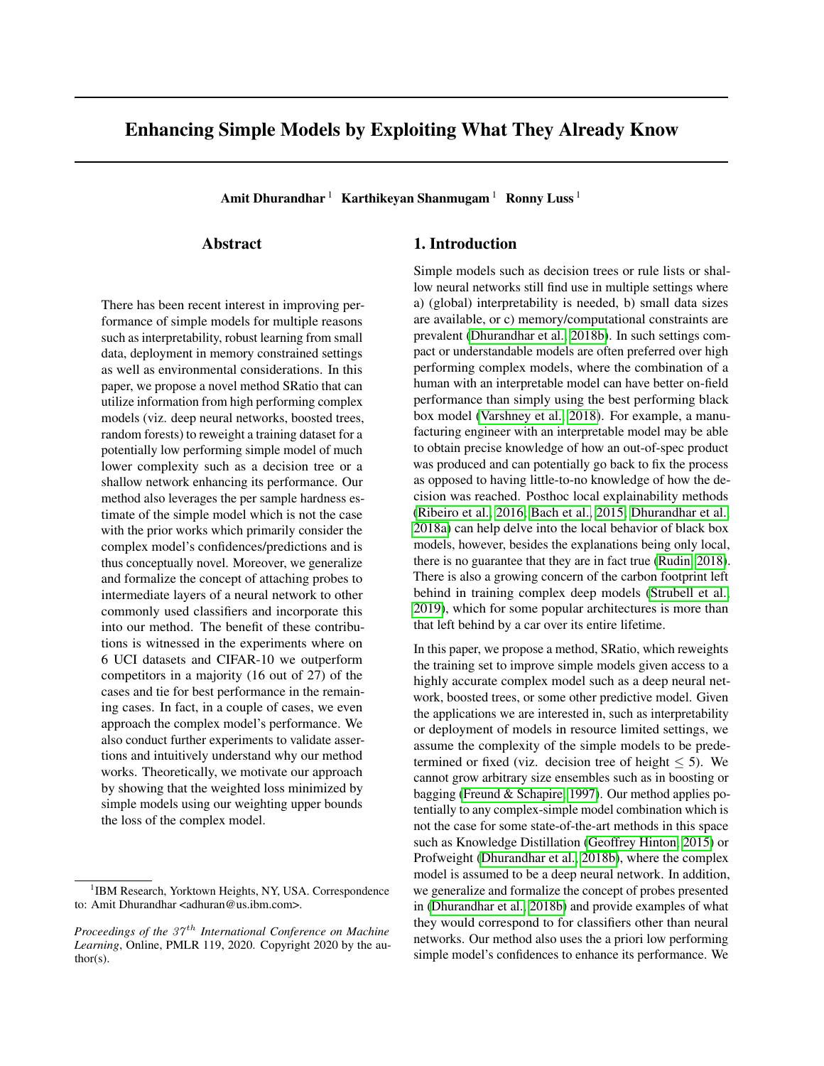# Enhancing Simple Models by Exploiting What They Already Know

**Amit Dhurandhar**[1] **Karthikeyan Shanmugam**[1] **Ronny Luss**[1]

## Abstract

There has been recent interest in improving performance of simple models for multiple reasons such as interpretability, robust learning from small data, deployment in memory constrained settings as well as environmental considerations. In this paper, we propose a novel method SRatio that can utilize information from high performing complex models (viz. deep neural networks, boosted trees, random forests) to reweight a training dataset for a potentially low performing simple model of much lower complexity such as a decision tree or a shallow network enhancing its performance. Our method also leverages the per sample hardness estimate of the simple model which is not the case with the prior works which primarily consider the complex model's confidences/predictions and is thus conceptually novel. Moreover, we generalize and formalize the concept of attaching probes to intermediate layers of a neural network to other commonly used classifiers and incorporate this into our method. The benefit of these contributions is witnessed in the experiments where on 6 UCI datasets and CIFAR-10 we outperform competitors in a majority (16 out of 27) of the cases and tie for best performance in the remaining cases. In fact, in a couple of cases, we even approach the complex model's performance. We also conduct further experiments to validate assertions and intuitively understand why our method works. Theoretically, we motivate our approach by showing that the weighted loss minimized by simple models using our weighting upper bounds the loss of the complex model.

[1]IBM Research, Yorktown Heights, NY, USA. Correspondence to: Amit Dhurandhar <adhuran@us.ibm.com>.

*Proceedings of the $37^{th}$ International Conference on Machine Learning*, Online, PMLR 119, 2020. Copyright 2020 by the author(s).

## 1. Introduction

Simple models such as decision trees or rule lists or shallow neural networks still find use in multiple settings where a) (global) interpretability is needed, b) small data sizes are available, or c) memory/computational constraints are prevalent (Dhurandhar et al., 2018b). In such settings compact or understandable models are often preferred over high performing complex models, where the combination of a human with an interpretable model can have better on-field performance than simply using the best performing black box model (Varshney et al., 2018). For example, a manufacturing engineer with an interpretable model may be able to obtain precise knowledge of how an out-of-spec product was produced and can potentially go back to fix the process as opposed to having little-to-no knowledge of how the decision was reached. Posthoc local explainability methods (Ribeiro et al., 2016; Bach et al., 2015; Dhurandhar et al., 2018a) can help delve into the local behavior of black box models, however, besides the explanations being only local, there is no guarantee that they are in fact true (Rudin, 2018). There is also a growing concern of the carbon footprint left behind in training complex deep models (Strubell et al., 2019), which for some popular architectures is more than that left behind by a car over its entire lifetime.

In this paper, we propose a method, SRatio, which reweights the training set to improve simple models given access to a highly accurate complex model such as a deep neural network, boosted trees, or some other predictive model. Given the applications we are interested in, such as interpretability or deployment of models in resource limited settings, we assume the complexity of the simple models to be predetermined or fixed (viz. decision tree of height $\leq 5$). We cannot grow arbitrary size ensembles such as in boosting or bagging (Freund & Schapire, 1997). Our method applies potentially to any complex-simple model combination which is not the case for some state-of-the-art methods in this space such as Knowledge Distillation (Geoffrey Hinton, 2015) or Profweight (Dhurandhar et al., 2018b), where the complex model is assumed to be a deep neural network. In addition, we generalize and formalize the concept of probes presented in (Dhurandhar et al., 2018b) and provide examples of what they would correspond to for classifiers other than neural networks. Our method also uses the a priori low performing simple model's confidences to enhance its performance. We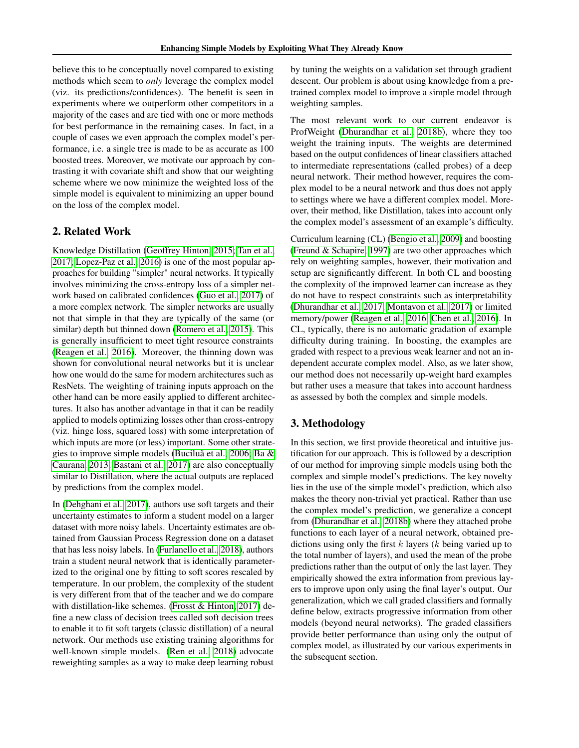believe this to be conceptually novel compared to existing methods which seem to *only* leverage the complex model (viz. its predictions/confidences). The benefit is seen in experiments where we outperform other competitors in a majority of the cases and are tied with one or more methods for best performance in the remaining cases. In fact, in a couple of cases we even approach the complex model's performance, i.e. a single tree is made to be as accurate as 100 boosted trees. Moreover, we motivate our approach by contrasting it with covariate shift and show that our weighting scheme where we now minimize the weighted loss of the simple model is equivalent to minimizing an upper bound on the loss of the complex model.

## 2. Related Work

Knowledge Distillation (Geoffrey Hinton, 2015; Tan et al., 2017; Lopez-Paz et al., 2016) is one of the most popular approaches for building "simpler" neural networks. It typically involves minimizing the cross-entropy loss of a simpler network based on calibrated confidences (Guo et al., 2017) of a more complex network. The simpler networks are usually not that simple in that they are typically of the same (or similar) depth but thinned down (Romero et al., 2015). This is generally insufficient to meet tight resource constraints (Reagen et al., 2016). Moreover, the thinning down was shown for convolutional neural networks but it is unclear how one would do the same for modern architectures such as ResNets. The weighting of training inputs approach on the other hand can be more easily applied to different architectures. It also has another advantage in that it can be readily applied to models optimizing losses other than cross-entropy (viz. hinge loss, squared loss) with some interpretation of which inputs are more (or less) important. Some other strategies to improve simple models (Buciluă et al., 2006; Ba & Caurana, 2013; Bastani et al., 2017) are also conceptually similar to Distillation, where the actual outputs are replaced by predictions from the complex model.

In (Dehghani et al., 2017), authors use soft targets and their uncertainty estimates to inform a student model on a larger dataset with more noisy labels. Uncertainty estimates are obtained from Gaussian Process Regression done on a dataset that has less noisy labels. In (Furlanello et al., 2018), authors train a student neural network that is identically parameterized to the original one by fitting to soft scores rescaled by temperature. In our problem, the complexity of the student is very different from that of the teacher and we do compare with distillation-like schemes. (Frosst & Hinton, 2017) define a new class of decision trees called soft decision trees to enable it to fit soft targets (classic distillation) of a neural network. Our methods use existing training algorithms for well-known simple models. (Ren et al., 2018) advocate reweighting samples as a way to make deep learning robust by tuning the weights on a validation set through gradient descent. Our problem is about using knowledge from a pre-trained complex model to improve a simple model through weighting samples.

The most relevant work to our current endeavor is ProfWeight (Dhurandhar et al., 2018b), where they too weight the training inputs. The weights are determined based on the output confidences of linear classifiers attached to intermediate representations (called probes) of a deep neural network. Their method however, requires the complex model to be a neural network and thus does not apply to settings where we have a different complex model. Moreover, their method, like Distillation, takes into account only the complex model's assessment of an example's difficulty.

Curriculum learning (CL) (Bengio et al., 2009) and boosting (Freund & Schapire, 1997) are two other approaches which rely on weighting samples, however, their motivation and setup are significantly different. In both CL and boosting the complexity of the improved learner can increase as they do not have to respect constraints such as interpretability (Dhurandhar et al., 2017; Montavon et al., 2017) or limited memory/power (Reagen et al., 2016; Chen et al., 2016). In CL, typically, there is no automatic gradation of example difficulty during training. In boosting, the examples are graded with respect to a previous weak learner and not an independent accurate complex model. Also, as we later show, our method does not necessarily up-weight hard examples but rather uses a measure that takes into account hardness as assessed by both the complex and simple models.

## 3. Methodology

In this section, we first provide theoretical and intuitive justification for our approach. This is followed by a description of our method for improving simple models using both the complex and simple model's predictions. The key novelty lies in the use of the simple model's prediction, which also makes the theory non-trivial yet practical. Rather than use the complex model's prediction, we generalize a concept from (Dhurandhar et al., 2018b) where they attached probe functions to each layer of a neural network, obtained predictions using only the first $k$ layers ($k$ being varied up to the total number of layers), and used the mean of the probe predictions rather than the output of only the last layer. They empirically showed the extra information from previous layers to improve upon only using the final layer's output. Our generalization, which we call graded classifiers and formally define below, extracts progressive information from other models (beyond neural networks). The graded classifiers provide better performance than using only the output of complex model, as illustrated by our various experiments in the subsequent section.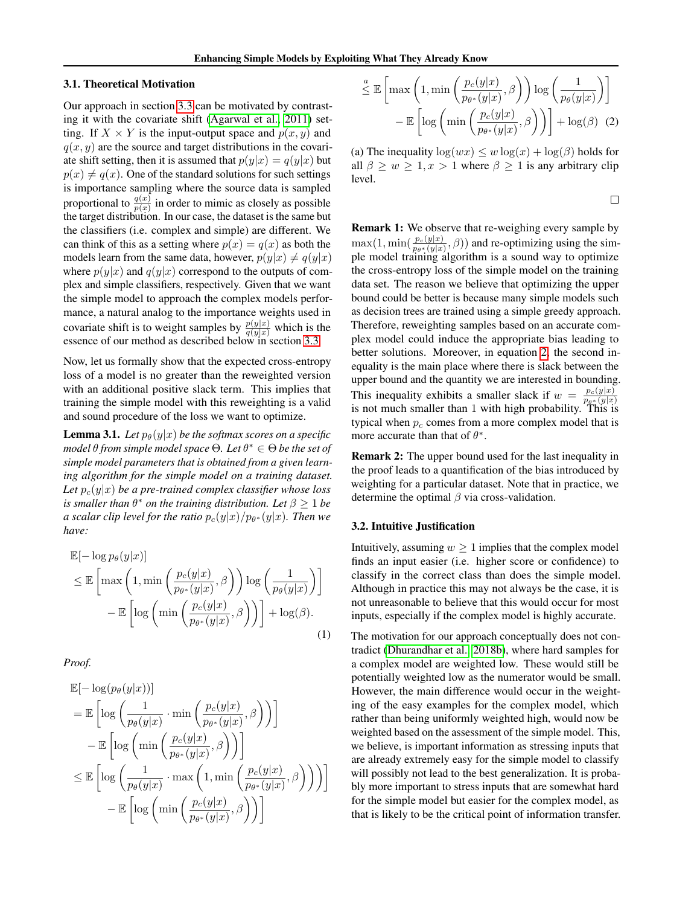### 3.1. Theoretical Motivation

Our approach in section 3.3 can be motivated by contrasting it with the covariate shift (Agarwal et al., 2011) setting. If $X \times Y$ is the input-output space and $p(x, y)$ and $q(x, y)$ are the source and target distributions in the covariate shift setting, then it is assumed that $p(y|x) = q(y|x)$ but $p(x) \neq q(x)$. One of the standard solutions for such settings is importance sampling where the source data is sampled proportional to $\frac{q(x)}{p(x)}$ in order to mimic as closely as possible the target distribution. In our case, the dataset is the same but the classifiers (i.e. complex and simple) are different. We can think of this as a setting where $p(x) = q(x)$ as both the models learn from the same data, however, $p(y|x) \neq q(y|x)$ where $p(y|x)$ and $q(y|x)$ correspond to the outputs of complex and simple classifiers, respectively. Given that we want the simple model to approach the complex models performance, a natural analog to the importance weights used in covariate shift is to weight samples by $\frac{p(y|x)}{q(y|x)}$ which is the essence of our method as described below in section 3.3.

Now, let us formally show that the expected cross-entropy loss of a model is no greater than the reweighted version with an additional positive slack term. This implies that training the simple model with this reweighting is a valid and sound procedure of the loss we want to optimize.

**Lemma 3.1.** *Let $p_\theta(y|x)$ be the softmax scores on a specific model $\theta$ from simple model space $\Theta$. Let $\theta^* \in \Theta$ be the set of simple model parameters that is obtained from a given learning algorithm for the simple model on a training dataset. Let $p_c(y|x)$ be a pre-trained complex classifier whose loss is smaller than $\theta^*$ on the training distribution. Let $\beta \geq 1$ be a scalar clip level for the ratio $p_c(y|x)/p_{\theta^*}(y|x)$. Then we have:*

$$
\begin{aligned}
&\mathbb{E}[-\log p_\theta(y|x)] \\
&\leq \mathbb{E}\left[\max\left(1, \min\left(\frac{p_c(y|x)}{p_{\theta^*}(y|x)}, \beta\right)\right) \log\left(\frac{1}{p_\theta(y|x)}\right)\right] \\
&\quad - \mathbb{E}\left[\log\left(\min\left(\frac{p_c(y|x)}{p_{\theta^*}(y|x)}, \beta\right)\right)\right] + \log(\beta).
\end{aligned} \tag{1}
$$

*Proof.*

$$
\begin{aligned}
&\mathbb{E}[-\log(p_\theta(y|x))] \\
&= \mathbb{E}\left[\log\left(\frac{1}{p_\theta(y|x)} \cdot \min\left(\frac{p_c(y|x)}{p_{\theta^*}(y|x)}, \beta\right)\right)\right] \\
&\quad - \mathbb{E}\left[\log\left(\min\left(\frac{p_c(y|x)}{p_{\theta^*}(y|x)}, \beta\right)\right)\right] \\
&\leq \mathbb{E}\left[\log\left(\frac{1}{p_\theta(y|x)} \cdot \max\left(1, \min\left(\frac{p_c(y|x)}{p_{\theta^*}(y|x)}, \beta\right)\right)\right)\right] \\
&\quad - \mathbb{E}\left[\log\left(\min\left(\frac{p_c(y|x)}{p_{\theta^*}(y|x)}, \beta\right)\right)\right] \\
&\overset{a}{\leq} \mathbb{E}\left[\max\left(1, \min\left(\frac{p_c(y|x)}{p_{\theta^*}(y|x)}, \beta\right)\right) \log\left(\frac{1}{p_\theta(y|x)}\right)\right] \\
&\quad - \mathbb{E}\left[\log\left(\min\left(\frac{p_c(y|x)}{p_{\theta^*}(y|x)}, \beta\right)\right)\right] + \log(\beta)
\end{aligned} \tag{2}
$$

(a) The inequality $\log(wx) \leq w \log(x) + \log(\beta)$ holds for all $\beta \geq w \geq 1, x > 1$ where $\beta \geq 1$ is any arbitrary clip level.

□

**Remark 1:** We observe that re-weighing every sample by $\max(1, \min(\frac{p_c(y|x)}{p_{\theta^*}(y|x)}, \beta))$ and re-optimizing using the simple model training algorithm is a sound way to optimize the cross-entropy loss of the simple model on the training data set. The reason we believe that optimizing the upper bound could be better is because many simple models such as decision trees are trained using a simple greedy approach. Therefore, reweighting samples based on an accurate complex model could induce the appropriate bias leading to better solutions. Moreover, in equation 2, the second inequality is the main place where there is slack between the upper bound and the quantity we are interested in bounding. This inequality exhibits a smaller slack if $w = \frac{p_c(y|x)}{p_{\theta^*}(y|x)}$ is not much smaller than 1 with high probability. This is typical when $p_c$ comes from a more complex model that is more accurate than that of $\theta^*$.

**Remark 2:** The upper bound used for the last inequality in the proof leads to a quantification of the bias introduced by weighting for a particular dataset. Note that in practice, we determine the optimal $\beta$ via cross-validation.

### 3.2. Intuitive Justification

Intuitively, assuming $w \geq 1$ implies that the complex model finds an input easier (i.e. higher score or confidence) to classify in the correct class than does the simple model. Although in practice this may not always be the case, it is not unreasonable to believe that this would occur for most inputs, especially if the complex model is highly accurate.

The motivation for our approach conceptually does not contradict (Dhurandhar et al., 2018b), where hard samples for a complex model are weighted low. These would still be potentially weighted low as the numerator would be small. However, the main difference would occur in the weighting of the easy examples for the complex model, which rather than being uniformly weighted high, would now be weighted based on the assessment of the simple model. This, we believe, is important information as stressing inputs that are already extremely easy for the simple model to classify will possibly not lead to the best generalization. It is probably more important to stress inputs that are somewhat hard for the simple model but easier for the complex model, as that is likely to be the critical point of information transfer.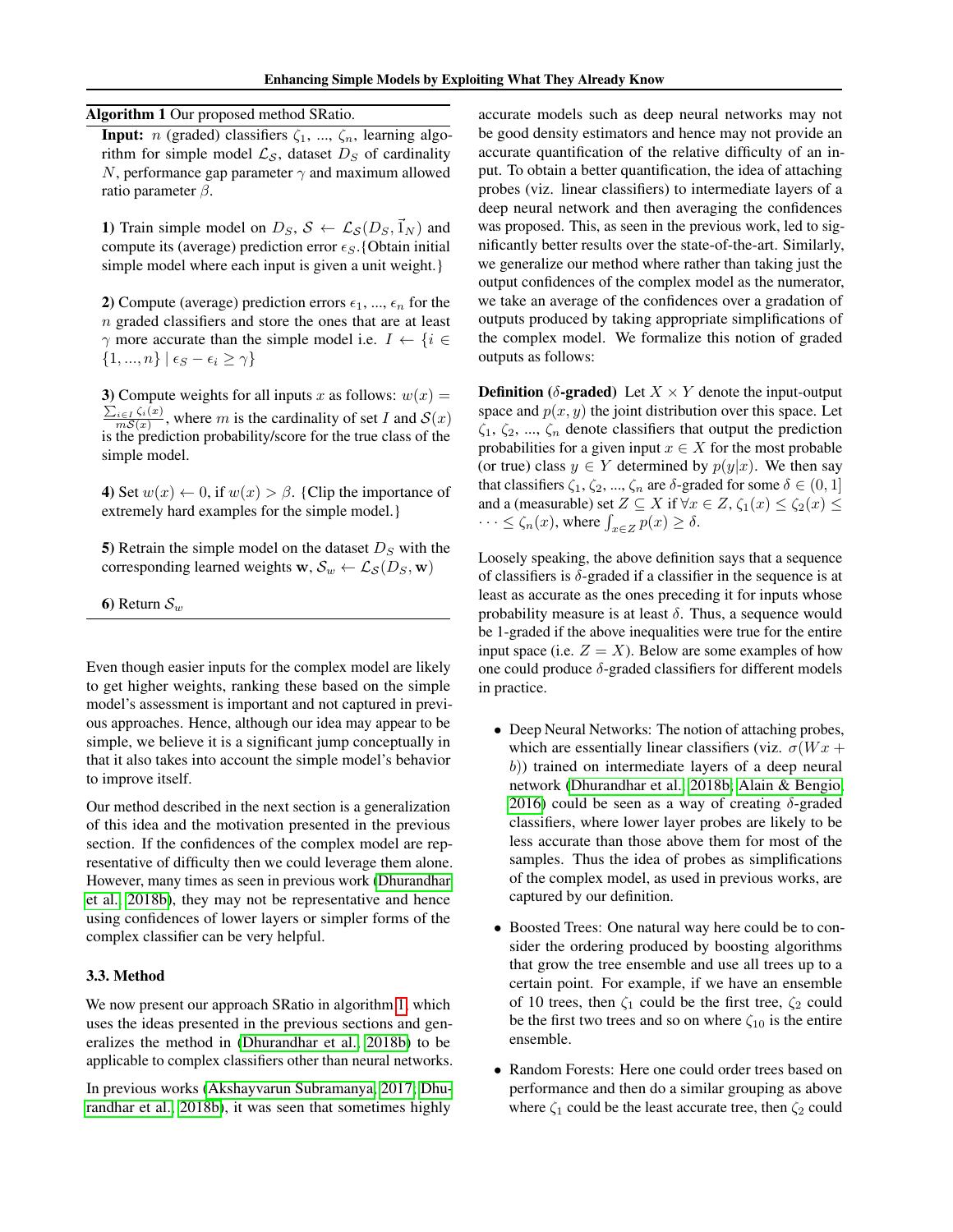**Algorithm 1** Our proposed method SRatio.

**Input:** $n$ (graded) classifiers $\zeta_1, ..., \zeta_n$, learning algorithm for simple model $\mathcal{L}_\mathcal{S}$, dataset $D_S$ of cardinality $N$, performance gap parameter $\gamma$ and maximum allowed ratio parameter $\beta$.

**1)** Train simple model on $D_S$, $\mathcal{S} \leftarrow \mathcal{L}_\mathcal{S}(D_S, \vec{1}_N)$ and compute its (average) prediction error $\epsilon_S$. {Obtain initial simple model where each input is given a unit weight.}

**2)** Compute (average) prediction errors $\epsilon_1, ..., \epsilon_n$ for the $n$ graded classifiers and store the ones that are at least $\gamma$ more accurate than the simple model i.e. $I \leftarrow \{i \in \{1, ..., n\} \mid \epsilon_S - \epsilon_i \geq \gamma\}$

**3)** Compute weights for all inputs $x$ as follows: $w(x) = \frac{\sum_{i \in I} \zeta_i(x)}{m\mathcal{S}(x)}$, where $m$ is the cardinality of set $I$ and $\mathcal{S}(x)$ is the prediction probability/score for the true class of the simple model.

**4)** Set $w(x) \leftarrow 0$, if $w(x) > \beta$. {Clip the importance of extremely hard examples for the simple model.}

**5)** Retrain the simple model on the dataset $D_S$ with the corresponding learned weights $\mathbf{w}$, $\mathcal{S}_w \leftarrow \mathcal{L}_\mathcal{S}(D_S, \mathbf{w})$

**6)** Return $\mathcal{S}_w$

Even though easier inputs for the complex model are likely to get higher weights, ranking these based on the simple model's assessment is important and not captured in previous approaches. Hence, although our idea may appear to be simple, we believe it is a significant jump conceptually in that it also takes into account the simple model's behavior to improve itself.

Our method described in the next section is a generalization of this idea and the motivation presented in the previous section. If the confidences of the complex model are representative of difficulty then we could leverage them alone. However, many times as seen in previous work (Dhurandhar et al., 2018b), they may not be representative and hence using confidences of lower layers or simpler forms of the complex classifier can be very helpful.

### 3.3. Method

We now present our approach SRatio in algorithm 1, which uses the ideas presented in the previous sections and generalizes the method in (Dhurandhar et al., 2018b) to be applicable to complex classifiers other than neural networks.

In previous works (Akshayvarun Subramanya, 2017; Dhurandhar et al., 2018b), it was seen that sometimes highly accurate models such as deep neural networks may not be good density estimators and hence may not provide an accurate quantification of the relative difficulty of an input. To obtain a better quantification, the idea of attaching probes (viz. linear classifiers) to intermediate layers of a deep neural network and then averaging the confidences was proposed. This, as seen in the previous work, led to significantly better results over the state-of-the-art. Similarly, we generalize our method where rather than taking just the output confidences of the complex model as the numerator, we take an average of the confidences over a gradation of outputs produced by taking appropriate simplifications of the complex model. We formalize this notion of graded outputs as follows:

**Definition ($\delta$-graded)** Let $X \times Y$ denote the input-output space and $p(x, y)$ the joint distribution over this space. Let $\zeta_1, \zeta_2, ..., \zeta_n$ denote classifiers that output the prediction probabilities for a given input $x \in X$ for the most probable (or true) class $y \in Y$ determined by $p(y|x)$. We then say that classifiers $\zeta_1, \zeta_2, ..., \zeta_n$ are $\delta$-graded for some $\delta \in (0, 1]$ and a (measurable) set $Z \subseteq X$ if $\forall x \in Z$, $\zeta_1(x) \leq \zeta_2(x) \leq \cdots \leq \zeta_n(x)$, where $\int_{x \in Z} p(x) \geq \delta$.

Loosely speaking, the above definition says that a sequence of classifiers is $\delta$-graded if a classifier in the sequence is at least as accurate as the ones preceding it for inputs whose probability measure is at least $\delta$. Thus, a sequence would be 1-graded if the above inequalities were true for the entire input space (i.e. $Z = X$). Below are some examples of how one could produce $\delta$-graded classifiers for different models in practice.

- Deep Neural Networks: The notion of attaching probes, which are essentially linear classifiers (viz. $\sigma(Wx + b)$) trained on intermediate layers of a deep neural network (Dhurandhar et al., 2018b; Alain & Bengio, 2016) could be seen as a way of creating $\delta$-graded classifiers, where lower layer probes are likely to be less accurate than those above them for most of the samples. Thus the idea of probes as simplifications of the complex model, as used in previous works, are captured by our definition.

- Boosted Trees: One natural way here could be to consider the ordering produced by boosting algorithms that grow the tree ensemble and use all trees up to a certain point. For example, if we have an ensemble of 10 trees, then $\zeta_1$ could be the first tree, $\zeta_2$ could be the first two trees and so on where $\zeta_{10}$ is the entire ensemble.

- Random Forests: Here one could order trees based on performance and then do a similar grouping as above where $\zeta_1$ could be the least accurate tree, then $\zeta_2$ could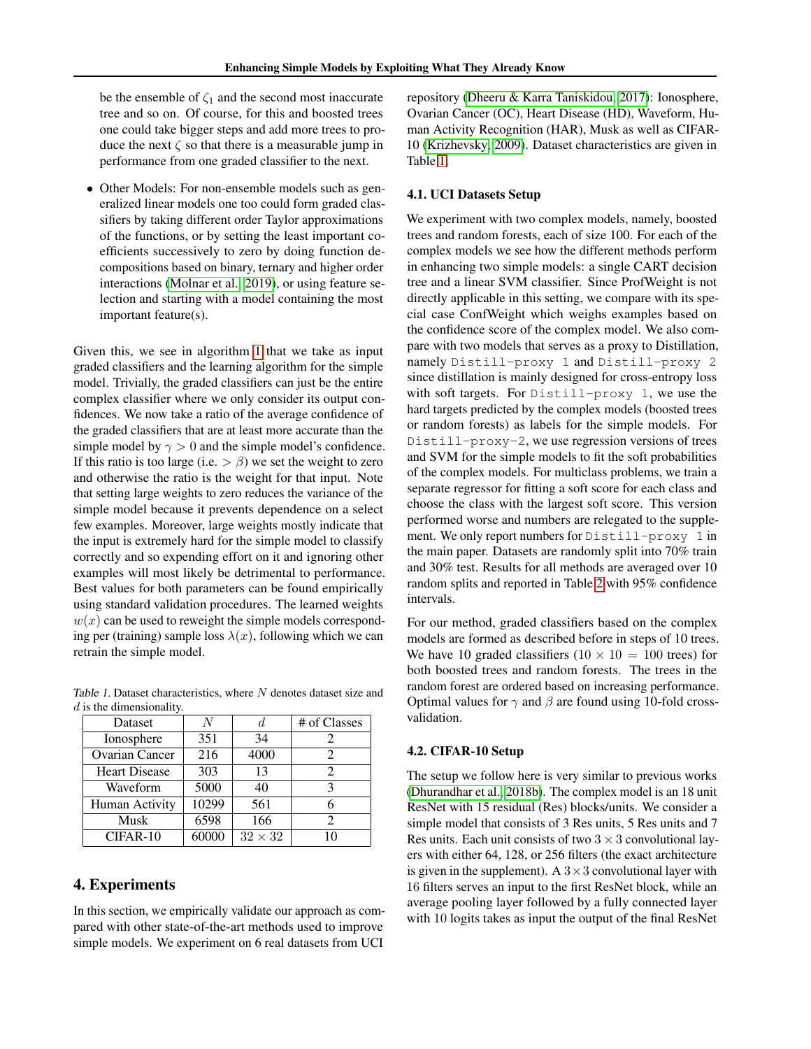be the ensemble of $\zeta_1$ and the second most inaccurate tree and so on. Of course, for this and boosted trees one could take bigger steps and add more trees to produce the next $\zeta$ so that there is a measurable jump in performance from one graded classifier to the next.

- Other Models: For non-ensemble models such as generalized linear models one too could form graded classifiers by taking different order Taylor approximations of the functions, or by setting the least important coefficients successively to zero by doing function decompositions based on binary, ternary and higher order interactions (Molnar et al., 2019), or using feature selection and starting with a model containing the most important feature(s).

Given this, we see in algorithm 1 that we take as input graded classifiers and the learning algorithm for the simple model. Trivially, the graded classifiers can just be the entire complex classifier where we only consider its output confidences. We now take a ratio of the average confidence of the graded classifiers that are at least more accurate than the simple model by $\gamma > 0$ and the simple model's confidence. If this ratio is too large (i.e. $> \beta$) we set the weight to zero and otherwise the ratio is the weight for that input. Note that setting large weights to zero reduces the variance of the simple model because it prevents dependence on a select few examples. Moreover, large weights mostly indicate that the input is extremely hard for the simple model to classify correctly and so expending effort on it and ignoring other examples will most likely be detrimental to performance. Best values for both parameters can be found empirically using standard validation procedures. The learned weights $w(x)$ can be used to reweight the simple models corresponding per (training) sample loss $\lambda(x)$, following which we can retrain the simple model.

Table 1. Dataset characteristics, where $N$ denotes dataset size and $d$ is the dimensionality.

| Dataset | $N$ | $d$ | # of Classes |
|---|---|---|---|
| Ionosphere | 351 | 34 | 2 |
| Ovarian Cancer | 216 | 4000 | 2 |
| Heart Disease | 303 | 13 | 2 |
| Waveform | 5000 | 40 | 3 |
| Human Activity | 10299 | 561 | 6 |
| Musk | 6598 | 166 | 2 |
| CIFAR-10 | 60000 | $32 \times 32$ | 10 |

# 4. Experiments

In this section, we empirically validate our approach as compared with other state-of-the-art methods used to improve simple models. We experiment on 6 real datasets from UCI repository (Dheeru & Karra Taniskidou, 2017): Ionosphere, Ovarian Cancer (OC), Heart Disease (HD), Waveform, Human Activity Recognition (HAR), Musk as well as CIFAR-10 (Krizhevsky, 2009). Dataset characteristics are given in Table 1.

## 4.1. UCI Datasets Setup

We experiment with two complex models, namely, boosted trees and random forests, each of size 100. For each of the complex models we see how the different methods perform in enhancing two simple models: a single CART decision tree and a linear SVM classifier. Since ProfWeight is not directly applicable in this setting, we compare with its special case ConfWeight which weighs examples based on the confidence score of the complex model. We also compare with two models that serves as a proxy to Distillation, namely `Distill-proxy 1` and `Distill-proxy 2` since distillation is mainly designed for cross-entropy loss with soft targets. For `Distill-proxy 1`, we use the hard targets predicted by the complex models (boosted trees or random forests) as labels for the simple models. For `Distill-proxy-2`, we use regression versions of trees and SVM for the simple models to fit the soft probabilities of the complex models. For multiclass problems, we train a separate regressor for fitting a soft score for each class and choose the class with the largest soft score. This version performed worse and numbers are relegated to the supplement. We only report numbers for `Distill-proxy 1` in the main paper. Datasets are randomly split into 70% train and 30% test. Results for all methods are averaged over 10 random splits and reported in Table 2 with 95% confidence intervals.

For our method, graded classifiers based on the complex models are formed as described before in steps of 10 trees. We have 10 graded classifiers ($10 \times 10 = 100$ trees) for both boosted trees and random forests. The trees in the random forest are ordered based on increasing performance. Optimal values for $\gamma$ and $\beta$ are found using 10-fold cross-validation.

## 4.2. CIFAR-10 Setup

The setup we follow here is very similar to previous works (Dhurandhar et al., 2018b). The complex model is an 18 unit ResNet with 15 residual (Res) blocks/units. We consider a simple model that consists of 3 Res units, 5 Res units and 7 Res units. Each unit consists of two $3 \times 3$ convolutional layers with either 64, 128, or 256 filters (the exact architecture is given in the supplement). A $3 \times 3$ convolutional layer with 16 filters serves an input to the first ResNet block, while an average pooling layer followed by a fully connected layer with 10 logits takes as input the output of the final ResNet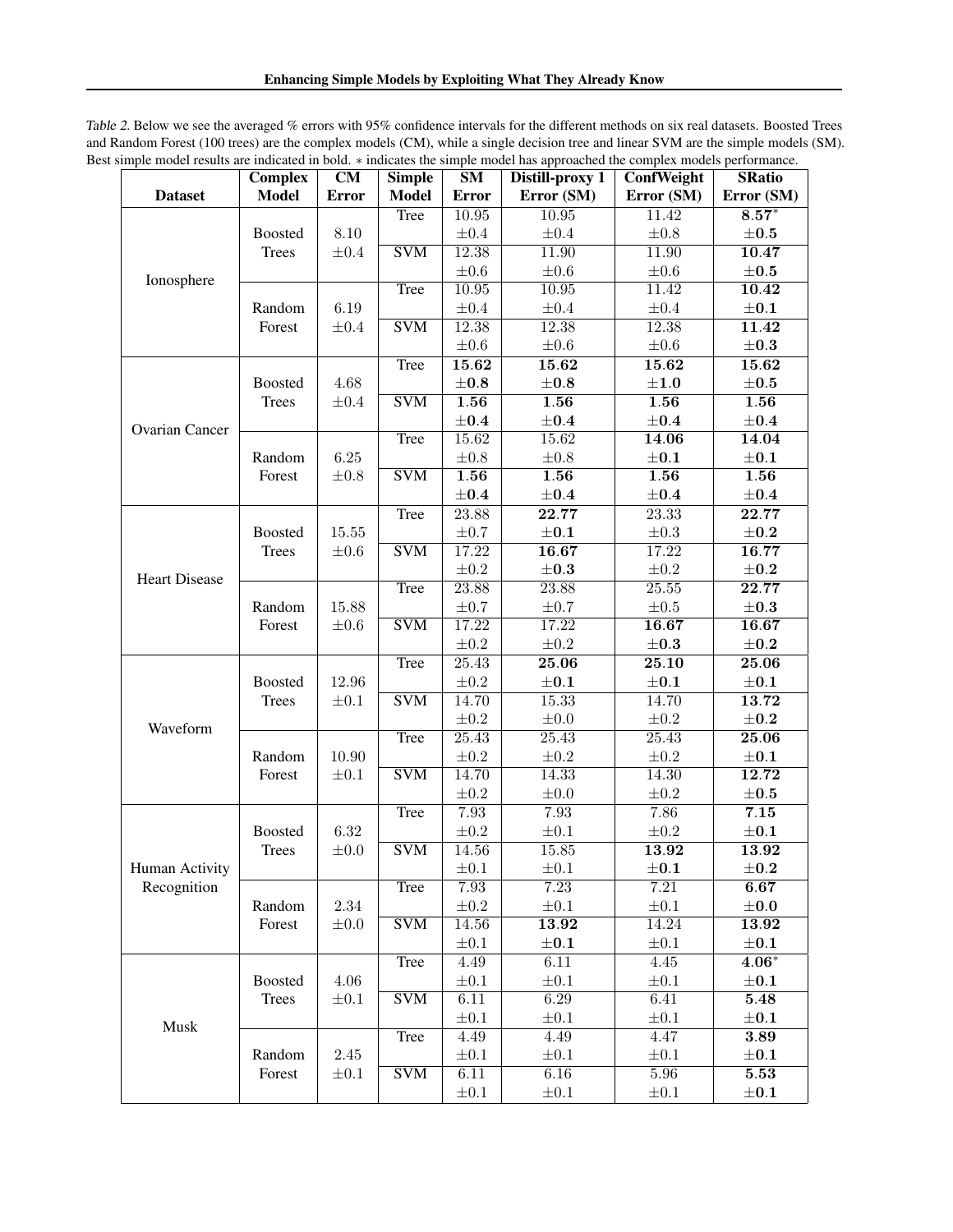Table 2. Below we see the averaged % errors with 95% confidence intervals for the different methods on six real datasets. Boosted Trees and Random Forest (100 trees) are the complex models (CM), while a single decision tree and linear SVM are the simple models (SM). Best simple model results are indicated in bold. ∗ indicates the simple model has approached the complex models performance.

| Dataset | Complex Model | CM Error | Simple Model | SM Error | Distill-proxy 1 Error (SM) | ConfWeight Error (SM) | SRatio Error (SM) |
|---|---|---|---|---|---|---|---|
| Ionosphere | Boosted Trees | $8.10 \pm 0.4$ | Tree | $10.95 \pm 0.4$ | $10.95 \pm 0.4$ | $11.42 \pm 0.8$ | $\mathbf{8.57}^* \pm \mathbf{0.5}$ |
| | | | SVM | $12.38 \pm 0.6$ | $11.90 \pm 0.6$ | $11.90 \pm 0.6$ | $\mathbf{10.47} \pm \mathbf{0.5}$ |
| | Random Forest | $6.19 \pm 0.4$ | Tree | $10.95 \pm 0.4$ | $10.95 \pm 0.4$ | $11.42 \pm 0.4$ | $\mathbf{10.42} \pm \mathbf{0.1}$ |
| | | | SVM | $12.38 \pm 0.6$ | $12.38 \pm 0.6$ | $12.38 \pm 0.6$ | $\mathbf{11.42} \pm \mathbf{0.3}$ |
| Ovarian Cancer | Boosted Trees | $4.68 \pm 0.4$ | Tree | $\mathbf{15.62} \pm \mathbf{0.8}$ | $\mathbf{15.62} \pm \mathbf{0.8}$ | $\mathbf{15.62} \pm \mathbf{1.0}$ | $\mathbf{15.62} \pm \mathbf{0.5}$ |
| | | | SVM | $\mathbf{1.56} \pm \mathbf{0.4}$ | $\mathbf{1.56} \pm \mathbf{0.4}$ | $\mathbf{1.56} \pm \mathbf{0.4}$ | $\mathbf{1.56} \pm \mathbf{0.4}$ |
| | Random Forest | $6.25 \pm 0.8$ | Tree | $15.62 \pm 0.8$ | $15.62 \pm 0.8$ | $\mathbf{14.06} \pm \mathbf{0.1}$ | $\mathbf{14.04} \pm \mathbf{0.1}$ |
| | | | SVM | $\mathbf{1.56} \pm \mathbf{0.4}$ | $\mathbf{1.56} \pm \mathbf{0.4}$ | $\mathbf{1.56} \pm \mathbf{0.4}$ | $\mathbf{1.56} \pm \mathbf{0.4}$ |
| Heart Disease | Boosted Trees | $15.55 \pm 0.6$ | Tree | $23.88 \pm 0.7$ | $\mathbf{22.77} \pm \mathbf{0.1}$ | $23.33 \pm 0.3$ | $\mathbf{22.77} \pm \mathbf{0.2}$ |
| | | | SVM | $17.22 \pm 0.2$ | $\mathbf{16.67} \pm \mathbf{0.3}$ | $17.22 \pm 0.2$ | $\mathbf{16.77} \pm \mathbf{0.2}$ |
| | Random Forest | $15.88 \pm 0.6$ | Tree | $23.88 \pm 0.7$ | $23.88 \pm 0.7$ | $25.55 \pm 0.5$ | $\mathbf{22.77} \pm \mathbf{0.3}$ |
| | | | SVM | $17.22 \pm 0.2$ | $17.22 \pm 0.2$ | $\mathbf{16.67} \pm \mathbf{0.3}$ | $\mathbf{16.67} \pm \mathbf{0.2}$ |
| Waveform | Boosted Trees | $12.96 \pm 0.1$ | Tree | $25.43 \pm 0.2$ | $\mathbf{25.06} \pm \mathbf{0.1}$ | $\mathbf{25.10} \pm \mathbf{0.1}$ | $\mathbf{25.06} \pm \mathbf{0.1}$ |
| | | | SVM | $14.70 \pm 0.2$ | $15.33 \pm 0.0$ | $14.70 \pm 0.2$ | $\mathbf{13.72} \pm \mathbf{0.2}$ |
| | Random Forest | $10.90 \pm 0.1$ | Tree | $25.43 \pm 0.2$ | $25.43 \pm 0.2$ | $25.43 \pm 0.2$ | $\mathbf{25.06} \pm \mathbf{0.1}$ |
| | | | SVM | $14.70 \pm 0.2$ | $14.33 \pm 0.0$ | $14.30 \pm 0.2$ | $\mathbf{12.72} \pm \mathbf{0.5}$ |
| Human Activity Recognition | Boosted Trees | $6.32 \pm 0.0$ | Tree | $7.93 \pm 0.2$ | $7.93 \pm 0.1$ | $7.86 \pm 0.2$ | $\mathbf{7.15} \pm \mathbf{0.1}$ |
| | | | SVM | $14.56 \pm 0.1$ | $15.85 \pm 0.1$ | $\mathbf{13.92} \pm \mathbf{0.1}$ | $\mathbf{13.92} \pm \mathbf{0.2}$ |
| | Random Forest | $2.34 \pm 0.0$ | Tree | $7.93 \pm 0.2$ | $7.23 \pm 0.1$ | $7.21 \pm 0.1$ | $\mathbf{6.67} \pm \mathbf{0.0}$ |
| | | | SVM | $14.56 \pm 0.1$ | $\mathbf{13.92} \pm \mathbf{0.1}$ | $14.24 \pm 0.1$ | $\mathbf{13.92} \pm \mathbf{0.1}$ |
| Musk | Boosted Trees | $4.06 \pm 0.1$ | Tree | $4.49 \pm 0.1$ | $6.11 \pm 0.1$ | $4.45 \pm 0.1$ | $\mathbf{4.06}^* \pm \mathbf{0.1}$ |
| | | | SVM | $6.11 \pm 0.1$ | $6.29 \pm 0.1$ | $6.41 \pm 0.1$ | $\mathbf{5.48} \pm \mathbf{0.1}$ |
| | Random Forest | $2.45 \pm 0.1$ | Tree | $4.49 \pm 0.1$ | $4.49 \pm 0.1$ | $4.47 \pm 0.1$ | $\mathbf{3.89} \pm \mathbf{0.1}$ |
| | | | SVM | $6.11 \pm 0.1$ | $6.16 \pm 0.1$ | $5.96 \pm 0.1$ | $\mathbf{5.53} \pm \mathbf{0.1}$ |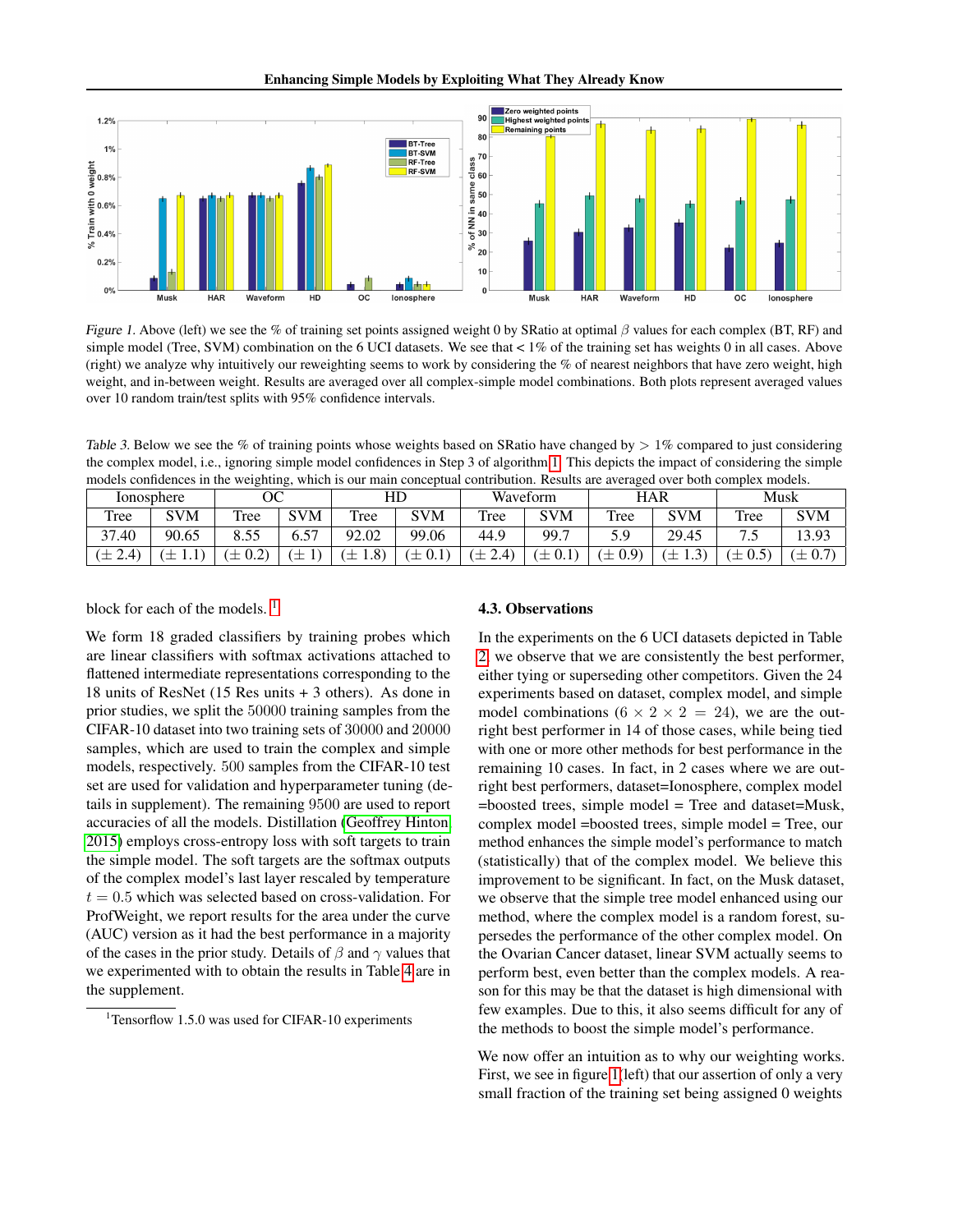*Figure 1.* Above (left) we see the % of training set points assigned weight 0 by SRatio at optimal $\beta$ values for each complex (BT, RF) and simple model (Tree, SVM) combination on the 6 UCI datasets. We see that < 1% of the training set has weights 0 in all cases. Above (right) we analyze why intuitively our reweighting seems to work by considering the % of nearest neighbors that have zero weight, high weight, and in-between weight. Results are averaged over all complex-simple model combinations. Both plots represent averaged values over 10 random train/test splits with 95% confidence intervals.

*Table 3.* Below we see the % of training points whose weights based on SRatio have changed by > 1% compared to just considering the complex model, i.e., ignoring simple model confidences in Step 3 of algorithm 1. This depicts the impact of considering the simple models confidences in the weighting, which is our main conceptual contribution. Results are averaged over both complex models.

| Ionosphere | | OC | | HD | | Waveform | | HAR | | Musk | |
|---|---|---|---|---|---|---|---|---|---|---|---|
| Tree | SVM | Tree | SVM | Tree | SVM | Tree | SVM | Tree | SVM | Tree | SVM |
| 37.40 | 90.65 | 8.55 | 6.57 | 92.02 | 99.06 | 44.9 | 99.7 | 5.9 | 29.45 | 7.5 | 13.93 |
| (± 2.4) | (± 1.1) | (± 0.2) | (± 1) | (± 1.8) | (± 0.1) | (± 2.4) | (± 0.1) | (± 0.9) | (± 1.3) | (± 0.5) | (± 0.7) |

block for each of the models. [1]

We form 18 graded classifiers by training probes which are linear classifiers with softmax activations attached to flattened intermediate representations corresponding to the 18 units of ResNet (15 Res units + 3 others). As done in prior studies, we split the 50000 training samples from the CIFAR-10 dataset into two training sets of 30000 and 20000 samples, which are used to train the complex and simple models, respectively. 500 samples from the CIFAR-10 test set are used for validation and hyperparameter tuning (details in supplement). The remaining 9500 are used to report accuracies of all the models. Distillation (Geoffrey Hinton, 2015) employs cross-entropy loss with soft targets to train the simple model. The soft targets are the softmax outputs of the complex model's last layer rescaled by temperature $t = 0.5$ which was selected based on cross-validation. For ProfWeight, we report results for the area under the curve (AUC) version as it had the best performance in a majority of the cases in the prior study. Details of $\beta$ and $\gamma$ values that we experimented with to obtain the results in Table 4 are in the supplement.

[1] Tensorflow 1.5.0 was used for CIFAR-10 experiments

### 4.3. Observations

In the experiments on the 6 UCI datasets depicted in Table 2, we observe that we are consistently the best performer, either tying or superseding other competitors. Given the 24 experiments based on dataset, complex model, and simple model combinations ($6 \times 2 \times 2 = 24$), we are the outright best performer in 14 of those cases, while being tied with one or more other methods for best performance in the remaining 10 cases. In fact, in 2 cases where we are outright best performers, dataset=Ionosphere, complex model =boosted trees, simple model = Tree and dataset=Musk, complex model =boosted trees, simple model = Tree, our method enhances the simple model's performance to match (statistically) that of the complex model. We believe this improvement to be significant. In fact, on the Musk dataset, we observe that the simple tree model enhanced using our method, where the complex model is a random forest, supersedes the performance of the other complex model. On the Ovarian Cancer dataset, linear SVM actually seems to perform best, even better than the complex models. A reason for this may be that the dataset is high dimensional with few examples. Due to this, it also seems difficult for any of the methods to boost the simple model's performance.

We now offer an intuition as to why our weighting works. First, we see in figure 1(left) that our assertion of only a very small fraction of the training set being assigned 0 weights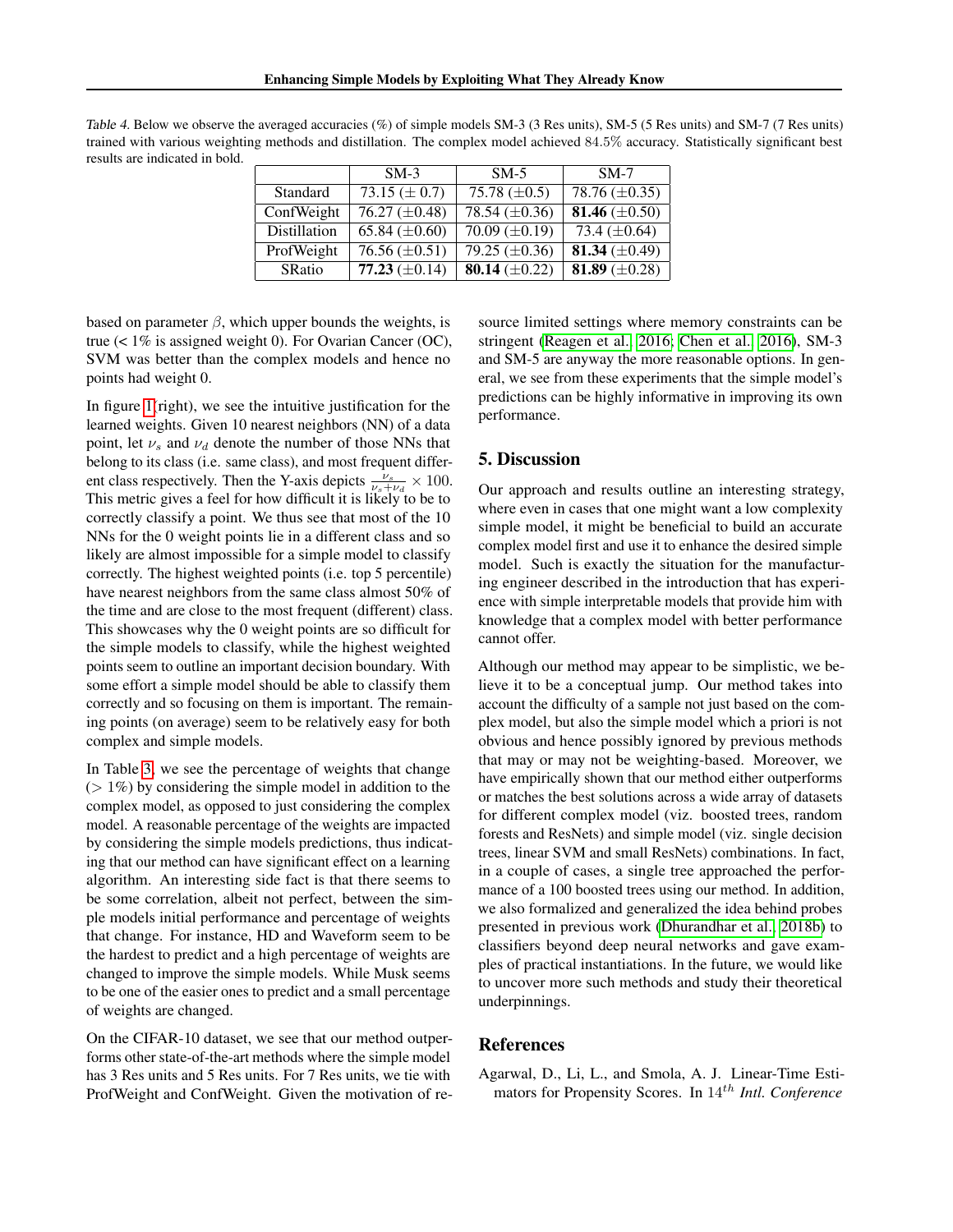Table 4. Below we observe the averaged accuracies (%) of simple models SM-3 (3 Res units), SM-5 (5 Res units) and SM-7 (7 Res units) trained with various weighting methods and distillation. The complex model achieved 84.5% accuracy. Statistically significant best results are indicated in bold.

| | SM-3 | SM-5 | SM-7 |
|---|---|---|---|
| Standard | 73.15 ($\pm$ 0.7) | 75.78 ($\pm$0.5) | 78.76 ($\pm$0.35) |
| ConfWeight | 76.27 ($\pm$0.48) | 78.54 ($\pm$0.36) | **81.46** ($\pm$0.50) |
| Distillation | 65.84 ($\pm$0.60) | 70.09 ($\pm$0.19) | 73.4 ($\pm$0.64) |
| ProfWeight | 76.56 ($\pm$0.51) | 79.25 ($\pm$0.36) | **81.34** ($\pm$0.49) |
| SRatio | **77.23** ($\pm$0.14) | **80.14** ($\pm$0.22) | **81.89** ($\pm$0.28) |

based on parameter $\beta$, which upper bounds the weights, is true (< 1% is assigned weight 0). For Ovarian Cancer (OC), SVM was better than the complex models and hence no points had weight 0.

In figure 1(right), we see the intuitive justification for the learned weights. Given 10 nearest neighbors (NN) of a data point, let $\nu_s$ and $\nu_d$ denote the number of those NNs that belong to its class (i.e. same class), and most frequent different class respectively. Then the Y-axis depicts $\frac{\nu_s}{\nu_s+\nu_d} \times 100$. This metric gives a feel for how difficult it is likely to be to correctly classify a point. We thus see that most of the 10 NNs for the 0 weight points lie in a different class and so likely are almost impossible for a simple model to classify correctly. The highest weighted points (i.e. top 5 percentile) have nearest neighbors from the same class almost 50% of the time and are close to the most frequent (different) class. This showcases why the 0 weight points are so difficult for the simple models to classify, while the highest weighted points seem to outline an important decision boundary. With some effort a simple model should be able to classify them correctly and so focusing on them is important. The remaining points (on average) seem to be relatively easy for both complex and simple models.

In Table 3, we see the percentage of weights that change (> 1%) by considering the simple model in addition to the complex model, as opposed to just considering the complex model. A reasonable percentage of the weights are impacted by considering the simple models predictions, thus indicating that our method can have significant effect on a learning algorithm. An interesting side fact is that there seems to be some correlation, albeit not perfect, between the simple models initial performance and percentage of weights that change. For instance, HD and Waveform seem to be the hardest to predict and a high percentage of weights are changed to improve the simple models. While Musk seems to be one of the easier ones to predict and a small percentage of weights are changed.

On the CIFAR-10 dataset, we see that our method outperforms other state-of-the-art methods where the simple model has 3 Res units and 5 Res units. For 7 Res units, we tie with ProfWeight and ConfWeight. Given the motivation of resource limited settings where memory constraints can be stringent (Reagen et al., 2016; Chen et al., 2016), SM-3 and SM-5 are anyway the more reasonable options. In general, we see from these experiments that the simple model's predictions can be highly informative in improving its own performance.

## 5. Discussion

Our approach and results outline an interesting strategy, where even in cases that one might want a low complexity simple model, it might be beneficial to build an accurate complex model first and use it to enhance the desired simple model. Such is exactly the situation for the manufacturing engineer described in the introduction that has experience with simple interpretable models that provide him with knowledge that a complex model with better performance cannot offer.

Although our method may appear to be simplistic, we believe it to be a conceptual jump. Our method takes into account the difficulty of a sample not just based on the complex model, but also the simple model which a priori is not obvious and hence possibly ignored by previous methods that may or may not be weighting-based. Moreover, we have empirically shown that our method either outperforms or matches the best solutions across a wide array of datasets for different complex model (viz. boosted trees, random forests and ResNets) and simple model (viz. single decision trees, linear SVM and small ResNets) combinations. In fact, in a couple of cases, a single tree approached the performance of a 100 boosted trees using our method. In addition, we also formalized and generalized the idea behind probes presented in previous work (Dhurandhar et al., 2018b) to classifiers beyond deep neural networks and gave examples of practical instantiations. In the future, we would like to uncover more such methods and study their theoretical underpinnings.

## References

Agarwal, D., Li, L., and Smola, A. J. Linear-Time Estimators for Propensity Scores. In $14^{th}$ *Intl. Conference*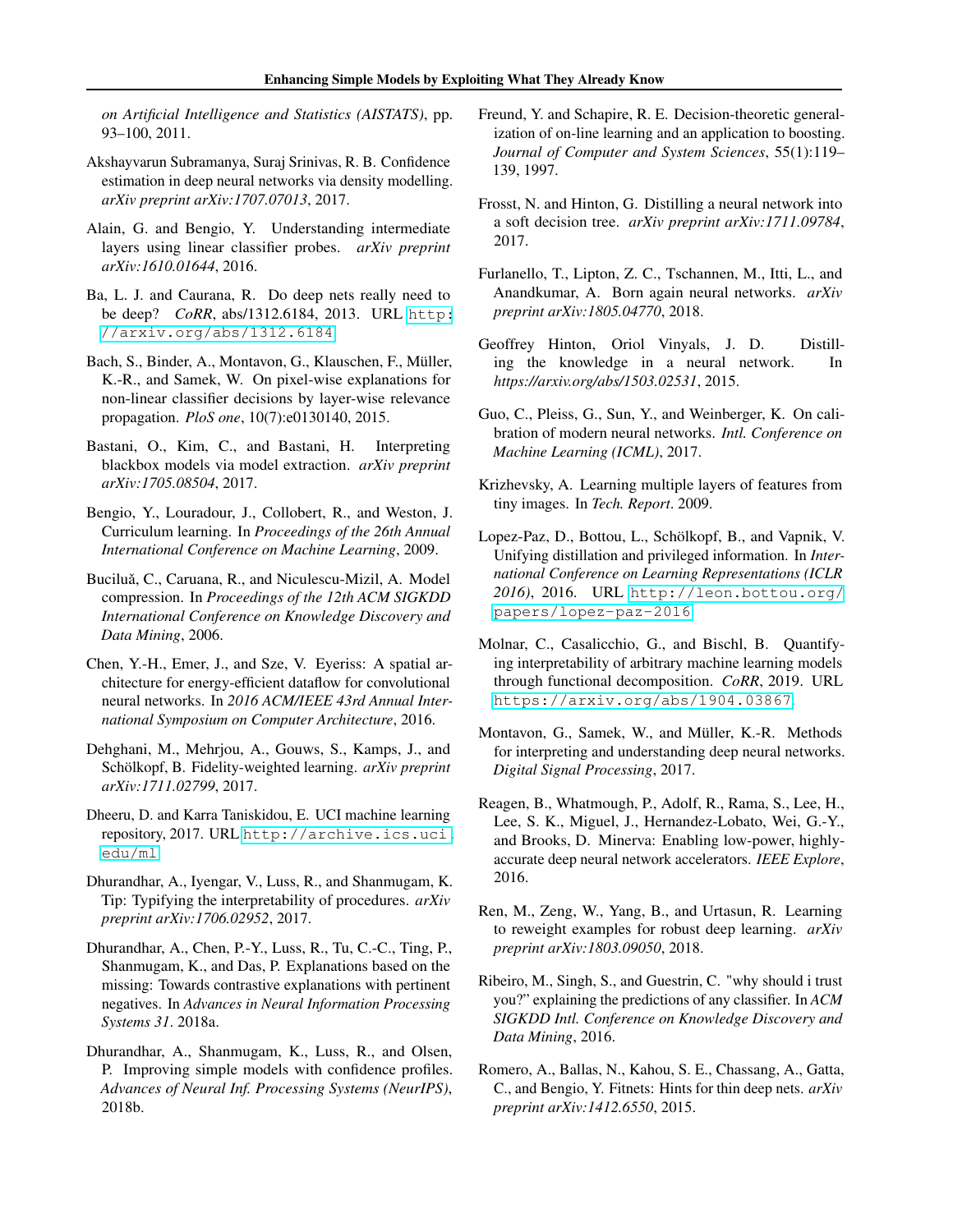*on Artificial Intelligence and Statistics (AISTATS)*, pp. 93–100, 2011.

Akshayvarun Subramanya, Suraj Srinivas, R. B. Confidence estimation in deep neural networks via density modelling. *arXiv preprint arXiv:1707.07013*, 2017.

Alain, G. and Bengio, Y. Understanding intermediate layers using linear classifier probes. *arXiv preprint arXiv:1610.01644*, 2016.

Ba, L. J. and Caurana, R. Do deep nets really need to be deep? *CoRR*, abs/1312.6184, 2013. URL http://arxiv.org/abs/1312.6184.

Bach, S., Binder, A., Montavon, G., Klauschen, F., Müller, K.-R., and Samek, W. On pixel-wise explanations for non-linear classifier decisions by layer-wise relevance propagation. *PloS one*, 10(7):e0130140, 2015.

Bastani, O., Kim, C., and Bastani, H. Interpreting blackbox models via model extraction. *arXiv preprint arXiv:1705.08504*, 2017.

Bengio, Y., Louradour, J., Collobert, R., and Weston, J. Curriculum learning. In *Proceedings of the 26th Annual International Conference on Machine Learning*, 2009.

Buciluă, C., Caruana, R., and Niculescu-Mizil, A. Model compression. In *Proceedings of the 12th ACM SIGKDD International Conference on Knowledge Discovery and Data Mining*, 2006.

Chen, Y.-H., Emer, J., and Sze, V. Eyeriss: A spatial architecture for energy-efficient dataflow for convolutional neural networks. In *2016 ACM/IEEE 43rd Annual International Symposium on Computer Architecture*, 2016.

Dehghani, M., Mehrjou, A., Gouws, S., Kamps, J., and Schölkopf, B. Fidelity-weighted learning. *arXiv preprint arXiv:1711.02799*, 2017.

Dheeru, D. and Karra Taniskidou, E. UCI machine learning repository, 2017. URL http://archive.ics.uci.edu/ml.

Dhurandhar, A., Iyengar, V., Luss, R., and Shanmugam, K. Tip: Typifying the interpretability of procedures. *arXiv preprint arXiv:1706.02952*, 2017.

Dhurandhar, A., Chen, P.-Y., Luss, R., Tu, C.-C., Ting, P., Shanmugam, K., and Das, P. Explanations based on the missing: Towards contrastive explanations with pertinent negatives. In *Advances in Neural Information Processing Systems 31*. 2018a.

Dhurandhar, A., Shanmugam, K., Luss, R., and Olsen, P. Improving simple models with confidence profiles. *Advances of Neural Inf. Processing Systems (NeurIPS)*, 2018b.

Freund, Y. and Schapire, R. E. Decision-theoretic generalization of on-line learning and an application to boosting. *Journal of Computer and System Sciences*, 55(1):119–139, 1997.

Frosst, N. and Hinton, G. Distilling a neural network into a soft decision tree. *arXiv preprint arXiv:1711.09784*, 2017.

Furlanello, T., Lipton, Z. C., Tschannen, M., Itti, L., and Anandkumar, A. Born again neural networks. *arXiv preprint arXiv:1805.04770*, 2018.

Geoffrey Hinton, Oriol Vinyals, J. D. Distilling the knowledge in a neural network. In *https://arxiv.org/abs/1503.02531*, 2015.

Guo, C., Pleiss, G., Sun, Y., and Weinberger, K. On calibration of modern neural networks. *Intl. Conference on Machine Learning (ICML)*, 2017.

Krizhevsky, A. Learning multiple layers of features from tiny images. In *Tech. Report*. 2009.

Lopez-Paz, D., Bottou, L., Schölkopf, B., and Vapnik, V. Unifying distillation and privileged information. In *International Conference on Learning Representations (ICLR 2016)*, 2016. URL http://leon.bottou.org/papers/lopez-paz-2016.

Molnar, C., Casalicchio, G., and Bischl, B. Quantifying interpretability of arbitrary machine learning models through functional decomposition. *CoRR*, 2019. URL https://arxiv.org/abs/1904.03867.

Montavon, G., Samek, W., and Müller, K.-R. Methods for interpreting and understanding deep neural networks. *Digital Signal Processing*, 2017.

Reagen, B., Whatmough, P., Adolf, R., Rama, S., Lee, H., Lee, S. K., Miguel, J., Hernandez-Lobato, Wei, G.-Y., and Brooks, D. Minerva: Enabling low-power, highly-accurate deep neural network accelerators. *IEEE Explore*, 2016.

Ren, M., Zeng, W., Yang, B., and Urtasun, R. Learning to reweight examples for robust deep learning. *arXiv preprint arXiv:1803.09050*, 2018.

Ribeiro, M., Singh, S., and Guestrin, C. "why should i trust you?" explaining the predictions of any classifier. In *ACM SIGKDD Intl. Conference on Knowledge Discovery and Data Mining*, 2016.

Romero, A., Ballas, N., Kahou, S. E., Chassang, A., Gatta, C., and Bengio, Y. Fitnets: Hints for thin deep nets. *arXiv preprint arXiv:1412.6550*, 2015.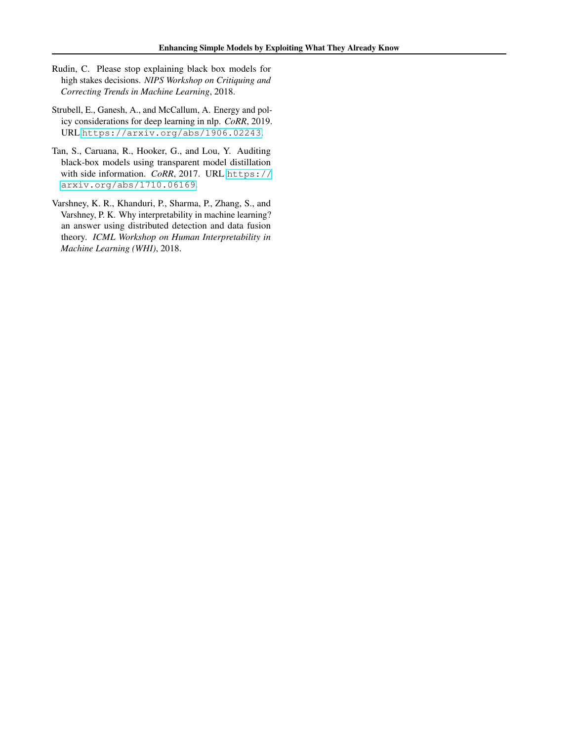Rudin, C. Please stop explaining black box models for high stakes decisions. *NIPS Workshop on Critiquing and Correcting Trends in Machine Learning*, 2018.

Strubell, E., Ganesh, A., and McCallum, A. Energy and policy considerations for deep learning in nlp. *CoRR*, 2019. URL https://arxiv.org/abs/1906.02243.

Tan, S., Caruana, R., Hooker, G., and Lou, Y. Auditing black-box models using transparent model distillation with side information. *CoRR*, 2017. URL https://arxiv.org/abs/1710.06169.

Varshney, K. R., Khanduri, P., Sharma, P., Zhang, S., and Varshney, P. K. Why interpretability in machine learning? an answer using distributed detection and data fusion theory. *ICML Workshop on Human Interpretability in Machine Learning (WHI)*, 2018.